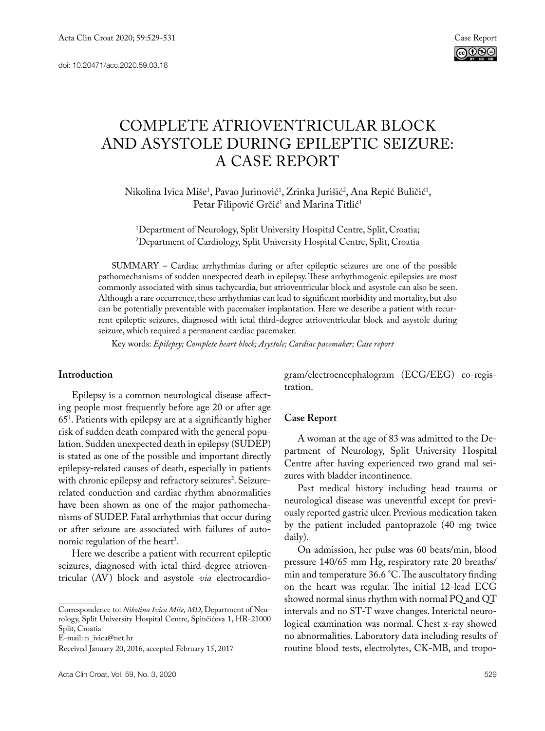doi: 10.20471/acc.2020.59.03.18

Case Report

# COMPLETE ATRIOVENTRICULAR BLOCK AND ASYSTOLE DURING EPILEPTIC SEIZURE: A CASE REPORT

Nikolina Ivica Miše[1], Pavao Jurinović[1], Zrinka Jurišić[2], Ana Repić Buličić[1], Petar Filipović Grčić[1] and Marina Titlić[1]

[1]Department of Neurology, Split University Hospital Centre, Split, Croatia;
[2]Department of Cardiology, Split University Hospital Centre, Split, Croatia

SUMMARY – Cardiac arrhythmias during or after epileptic seizures are one of the possible pathomechanisms of sudden unexpected death in epilepsy. These arrhythmogenic epilepsies are most commonly associated with sinus tachycardia, but atrioventricular block and asystole can also be seen. Although a rare occurrence, these arrhythmias can lead to significant morbidity and mortality, but also can be potentially preventable with pacemaker implantation. Here we describe a patient with recurrent epileptic seizures, diagnosed with ictal third-degree atrioventricular block and asystole during seizure, which required a permanent cardiac pacemaker.

Key words: *Epilepsy; Complete heart block; Asystole; Cardiac pacemaker; Case report*

## Introduction

Epilepsy is a common neurological disease affecting people most frequently before age 20 or after age 65[1]. Patients with epilepsy are at a significantly higher risk of sudden death compared with the general population. Sudden unexpected death in epilepsy (SUDEP) is stated as one of the possible and important directly epilepsy-related causes of death, especially in patients with chronic epilepsy and refractory seizures[2]. Seizure-related conduction and cardiac rhythm abnormalities have been shown as one of the major pathomechanisms of SUDEP. Fatal arrhythmias that occur during or after seizure are associated with failures of autonomic regulation of the heart[3].

Here we describe a patient with recurrent epileptic seizures, diagnosed with ictal third-degree atrioventricular (AV) block and asystole *via* electrocardiogram/electroencephalogram (ECG/EEG) co-registration.

## Case Report

A woman at the age of 83 was admitted to the Department of Neurology, Split University Hospital Centre after having experienced two grand mal seizures with bladder incontinence.

Past medical history including head trauma or neurological disease was uneventful except for previously reported gastric ulcer. Previous medication taken by the patient included pantoprazole (40 mg twice daily).

On admission, her pulse was 60 beats/min, blood pressure 140/65 mm Hg, respiratory rate 20 breaths/min and temperature 36.6 °C. The auscultatory finding on the heart was regular. The initial 12-lead ECG showed normal sinus rhythm with normal PQ and QT intervals and no ST-T wave changes. Interictal neurological examination was normal. Chest x-ray showed no abnormalities. Laboratory data including results of routine blood tests, electrolytes, CK-MB, and tropo-

---

Correspondence to: *Nikolina Ivica Miše, MD*, Department of Neurology, Split University Hospital Centre, Spinčićeva 1, HR-21000 Split, Croatia
E-mail: n_ivica@net.hr

Received January 20, 2016, accepted February 15, 2017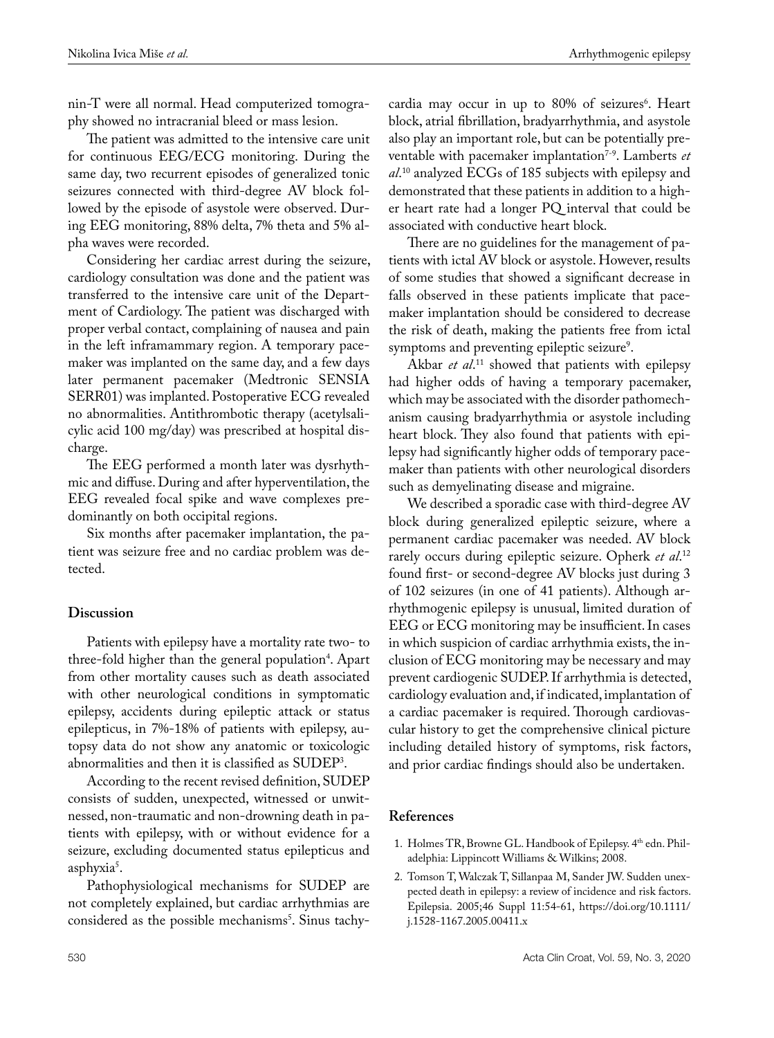nin-T were all normal. Head computerized tomography showed no intracranial bleed or mass lesion.

The patient was admitted to the intensive care unit for continuous EEG/ECG monitoring. During the same day, two recurrent episodes of generalized tonic seizures connected with third-degree AV block followed by the episode of asystole were observed. During EEG monitoring, 88% delta, 7% theta and 5% alpha waves were recorded.

Considering her cardiac arrest during the seizure, cardiology consultation was done and the patient was transferred to the intensive care unit of the Department of Cardiology. The patient was discharged with proper verbal contact, complaining of nausea and pain in the left inframammary region. A temporary pacemaker was implanted on the same day, and a few days later permanent pacemaker (Medtronic SENSIA SERR01) was implanted. Postoperative ECG revealed no abnormalities. Antithrombotic therapy (acetylsalicylic acid 100 mg/day) was prescribed at hospital discharge.

The EEG performed a month later was dysrhythmic and diffuse. During and after hyperventilation, the EEG revealed focal spike and wave complexes predominantly on both occipital regions.

Six months after pacemaker implantation, the patient was seizure free and no cardiac problem was detected.

## Discussion

Patients with epilepsy have a mortality rate two- to three-fold higher than the general population[4]. Apart from other mortality causes such as death associated with other neurological conditions in symptomatic epilepsy, accidents during epileptic attack or status epilepticus, in 7%-18% of patients with epilepsy, autopsy data do not show any anatomic or toxicologic abnormalities and then it is classified as SUDEP[3].

According to the recent revised definition, SUDEP consists of sudden, unexpected, witnessed or unwitnessed, non-traumatic and non-drowning death in patients with epilepsy, with or without evidence for a seizure, excluding documented status epilepticus and asphyxia[5].

Pathophysiological mechanisms for SUDEP are not completely explained, but cardiac arrhythmias are considered as the possible mechanisms[5]. Sinus tachycardia may occur in up to 80% of seizures[6]. Heart block, atrial fibrillation, bradyarrhythmia, and asystole also play an important role, but can be potentially preventable with pacemaker implantation[7-9]. Lamberts *et al.*[10] analyzed ECGs of 185 subjects with epilepsy and demonstrated that these patients in addition to a higher heart rate had a longer PQ interval that could be associated with conductive heart block.

There are no guidelines for the management of patients with ictal AV block or asystole. However, results of some studies that showed a significant decrease in falls observed in these patients implicate that pacemaker implantation should be considered to decrease the risk of death, making the patients free from ictal symptoms and preventing epileptic seizure[9].

Akbar *et al.*[11] showed that patients with epilepsy had higher odds of having a temporary pacemaker, which may be associated with the disorder pathomechanism causing bradyarrhythmia or asystole including heart block. They also found that patients with epilepsy had significantly higher odds of temporary pacemaker than patients with other neurological disorders such as demyelinating disease and migraine.

We described a sporadic case with third-degree AV block during generalized epileptic seizure, where a permanent cardiac pacemaker was needed. AV block rarely occurs during epileptic seizure. Opherk *et al.*[12] found first- or second-degree AV blocks just during 3 of 102 seizures (in one of 41 patients). Although arrhythmogenic epilepsy is unusual, limited duration of EEG or ECG monitoring may be insufficient. In cases in which suspicion of cardiac arrhythmia exists, the inclusion of ECG monitoring may be necessary and may prevent cardiogenic SUDEP. If arrhythmia is detected, cardiology evaluation and, if indicated, implantation of a cardiac pacemaker is required. Thorough cardiovascular history to get the comprehensive clinical picture including detailed history of symptoms, risk factors, and prior cardiac findings should also be undertaken.

## References

1. Holmes TR, Browne GL. Handbook of Epilepsy. 4th edn. Philadelphia: Lippincott Williams & Wilkins; 2008.
2. Tomson T, Walczak T, Sillanpaa M, Sander JW. Sudden unexpected death in epilepsy: a review of incidence and risk factors. Epilepsia. 2005;46 Suppl 11:54-61, https://doi.org/10.1111/j.1528-1167.2005.00411.x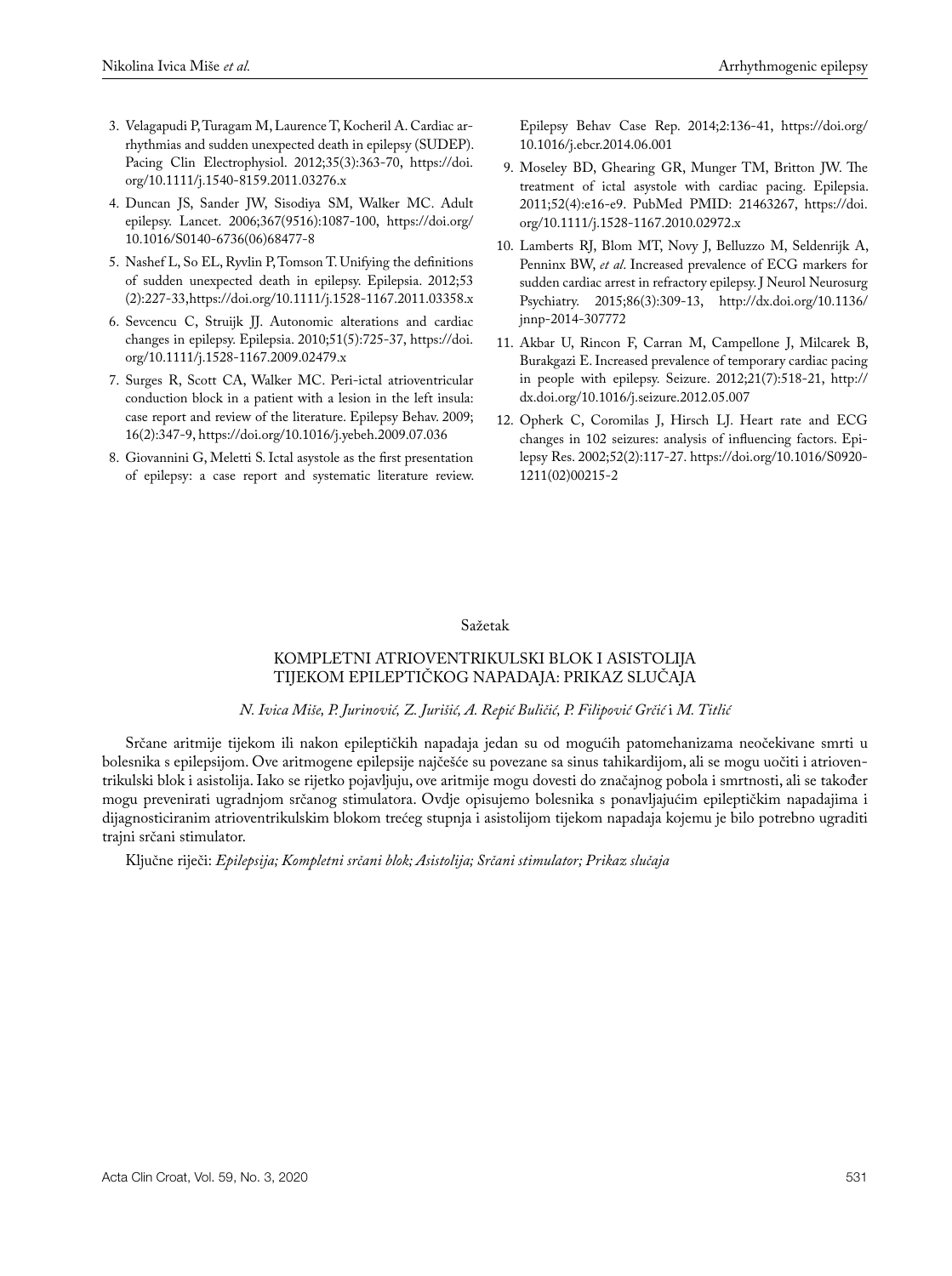3. Velagapudi P, Turagam M, Laurence T, Kocheril A. Cardiac arrhythmias and sudden unexpected death in epilepsy (SUDEP). Pacing Clin Electrophysiol. 2012;35(3):363-70, https://doi.org/10.1111/j.1540-8159.2011.03276.x
4. Duncan JS, Sander JW, Sisodiya SM, Walker MC. Adult epilepsy. Lancet. 2006;367(9516):1087-100, https://doi.org/10.1016/S0140-6736(06)68477-8
5. Nashef L, So EL, Ryvlin P, Tomson T. Unifying the definitions of sudden unexpected death in epilepsy. Epilepsia. 2012;53(2):227-33, https://doi.org/10.1111/j.1528-1167.2011.03358.x
6. Sevcencu C, Struijk JJ. Autonomic alterations and cardiac changes in epilepsy. Epilepsia. 2010;51(5):725-37, https://doi.org/10.1111/j.1528-1167.2009.02479.x
7. Surges R, Scott CA, Walker MC. Peri-ictal atrioventricular conduction block in a patient with a lesion in the left insula: case report and review of the literature. Epilepsy Behav. 2009;16(2):347-9, https://doi.org/10.1016/j.yebeh.2009.07.036
8. Giovannini G, Meletti S. Ictal asystole as the first presentation of epilepsy: a case report and systematic literature review. Epilepsy Behav Case Rep. 2014;2:136-41, https://doi.org/10.1016/j.ebcr.2014.06.001
9. Moseley BD, Ghearing GR, Munger TM, Britton JW. The treatment of ictal asystole with cardiac pacing. Epilepsia. 2011;52(4):e16-e9. PubMed PMID: 21463267, https://doi.org/10.1111/j.1528-1167.2010.02972.x
10. Lamberts RJ, Blom MT, Novy J, Belluzzo M, Seldenrijk A, Penninx BW, *et al*. Increased prevalence of ECG markers for sudden cardiac arrest in refractory epilepsy. J Neurol Neurosurg Psychiatry. 2015;86(3):309-13, http://dx.doi.org/10.1136/jnnp-2014-307772
11. Akbar U, Rincon F, Carran M, Campellone J, Milcarek B, Burakgazi E. Increased prevalence of temporary cardiac pacing in people with epilepsy. Seizure. 2012;21(7):518-21, http://dx.doi.org/10.1016/j.seizure.2012.05.007
12. Opherk C, Coromilas J, Hirsch LJ. Heart rate and ECG changes in 102 seizures: analysis of influencing factors. Epilepsy Res. 2002;52(2):117-27. https://doi.org/10.1016/S0920-1211(02)00215-2

Sažetak

## KOMPLETNI ATRIOVENTRIKULSKI BLOK I ASISTOLIJA TIJEKOM EPILEPTIČKOG NAPADAJA: PRIKAZ SLUČAJA

*N. Ivica Miše, P. Jurinović, Z. Jurišić, A. Repić Buličić, P. Filipović Grčić* i *M. Titlić*

Srčane aritmije tijekom ili nakon epileptičkih napadaja jedan su od mogućih patomehanizama neočekivane smrti u bolesnika s epilepsijom. Ove aritmogene epilepsije najčešće su povezane sa sinus tahikardijom, ali se mogu uočiti i atrioventrikulski blok i asistolija. Iako se rijetko pojavljuju, ove aritmije mogu dovesti do značajnog pobola i smrtnosti, ali se također mogu prevenirati ugradnjom srčanog stimulatora. Ovdje opisujemo bolesnika s ponavljajućim epileptičkim napadajima i dijagnosticiranim atrioventrikulskim blokom trećeg stupnja i asistolijom tijekom napadaja kojemu je bilo potrebno ugraditi trajni srčani stimulator.

Ključne riječi: *Epilepsija; Kompletni srčani blok; Asistolija; Srčani stimulator; Prikaz slučaja*